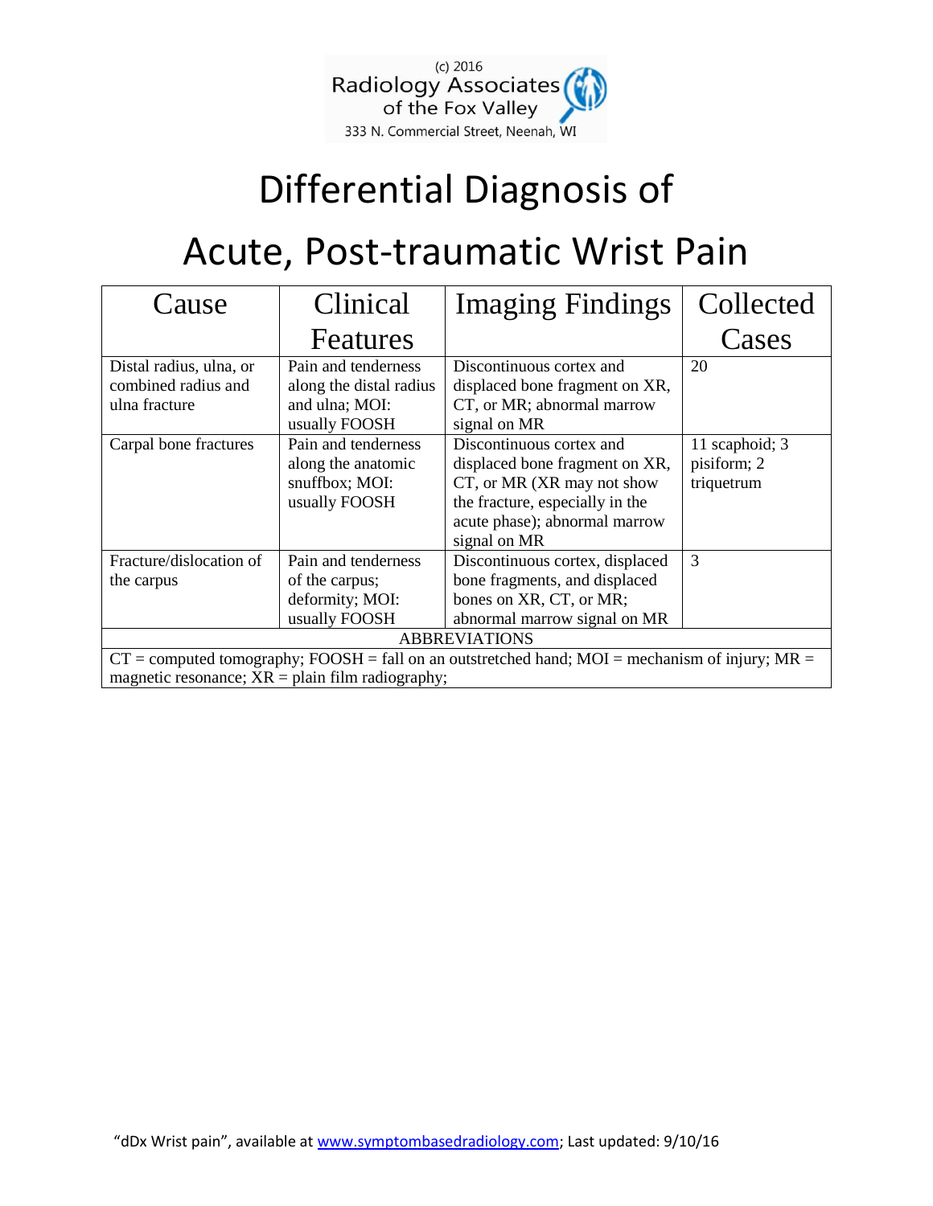(c) 2016
Radiology Associates
of the Fox Valley
333 N. Commercial Street, Neenah, WI

# Differential Diagnosis of Acute, Post-traumatic Wrist Pain

| Cause | Clinical Features | Imaging Findings | Collected Cases |
|---|---|---|---|
| Distal radius, ulna, or combined radius and ulna fracture | Pain and tenderness along the distal radius and ulna; MOI: usually FOOSH | Discontinuous cortex and displaced bone fragment on XR, CT, or MR; abnormal marrow signal on MR | 20 |
| Carpal bone fractures | Pain and tenderness along the anatomic snuffbox; MOI: usually FOOSH | Discontinuous cortex and displaced bone fragment on XR, CT, or MR (XR may not show the fracture, especially in the acute phase); abnormal marrow signal on MR | 11 scaphoid; 3 pisiform; 2 triquetrum |
| Fracture/dislocation of the carpus | Pain and tenderness of the carpus; deformity; MOI: usually FOOSH | Discontinuous cortex, displaced bone fragments, and displaced bones on XR, CT, or MR; abnormal marrow signal on MR | 3 |

ABBREVIATIONS

CT = computed tomography; FOOSH = fall on an outstretched hand; MOI = mechanism of injury; MR = magnetic resonance; XR = plain film radiography;

"dDx Wrist pain", available at www.symptombasedradiology.com; Last updated: 9/10/16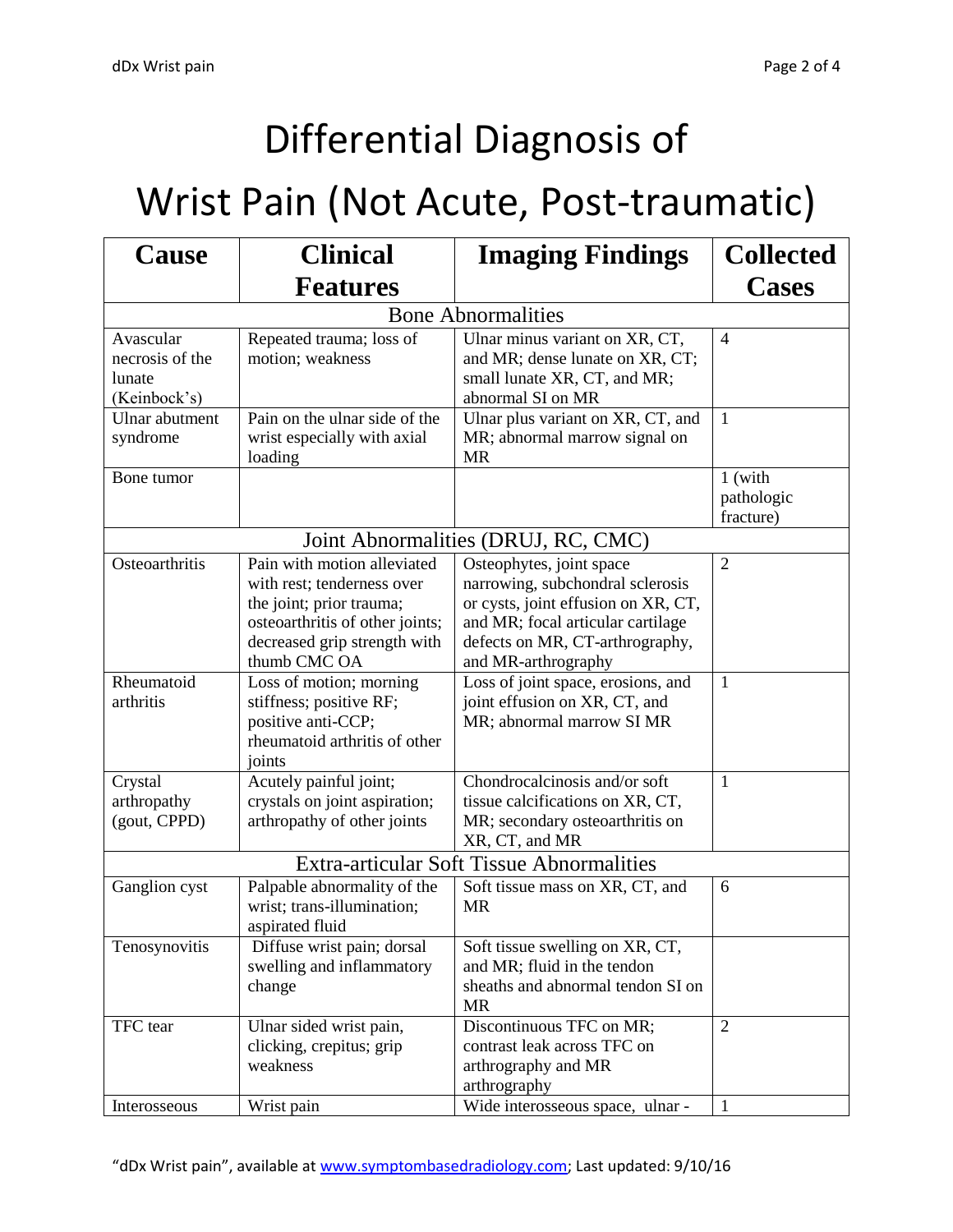# Differential Diagnosis of Wrist Pain (Not Acute, Post-traumatic)

| Cause | Clinical Features | Imaging Findings | Collected Cases |
|---|---|---|---|
| **Bone Abnormalities** | | | |
| Avascular necrosis of the lunate (Keinbock's) | Repeated trauma; loss of motion; weakness | Ulnar minus variant on XR, CT, and MR; dense lunate on XR, CT; small lunate XR, CT, and MR; abnormal SI on MR | 4 |
| Ulnar abutment syndrome | Pain on the ulnar side of the wrist especially with axial loading | Ulnar plus variant on XR, CT, and MR; abnormal marrow signal on MR | 1 |
| Bone tumor | | | 1 (with pathologic fracture) |
| **Joint Abnormalities (DRUJ, RC, CMC)** | | | |
| Osteoarthritis | Pain with motion alleviated with rest; tenderness over the joint; prior trauma; osteoarthritis of other joints; decreased grip strength with thumb CMC OA | Osteophytes, joint space narrowing, subchondral sclerosis or cysts, joint effusion on XR, CT, and MR; focal articular cartilage defects on MR, CT-arthrography, and MR-arthrography | 2 |
| Rheumatoid arthritis | Loss of motion; morning stiffness; positive RF; positive anti-CCP; rheumatoid arthritis of other joints | Loss of joint space, erosions, and joint effusion on XR, CT, and MR; abnormal marrow SI MR | 1 |
| Crystal arthropathy (gout, CPPD) | Acutely painful joint; crystals on joint aspiration; arthropathy of other joints | Chondrocalcinosis and/or soft tissue calcifications on XR, CT, MR; secondary osteoarthritis on XR, CT, and MR | 1 |
| **Extra-articular Soft Tissue Abnormalities** | | | |
| Ganglion cyst | Palpable abnormality of the wrist; trans-illumination; aspirated fluid | Soft tissue mass on XR, CT, and MR | 6 |
| Tenosynovitis | Diffuse wrist pain; dorsal swelling and inflammatory change | Soft tissue swelling on XR, CT, and MR; fluid in the tendon sheaths and abnormal tendon SI on MR | |
| TFC tear | Ulnar sided wrist pain, clicking, crepitus; grip weakness | Discontinuous TFC on MR; contrast leak across TFC on arthrography and MR arthrography | 2 |
| Interosseous | Wrist pain | Wide interosseous space, ulnar - | 1 |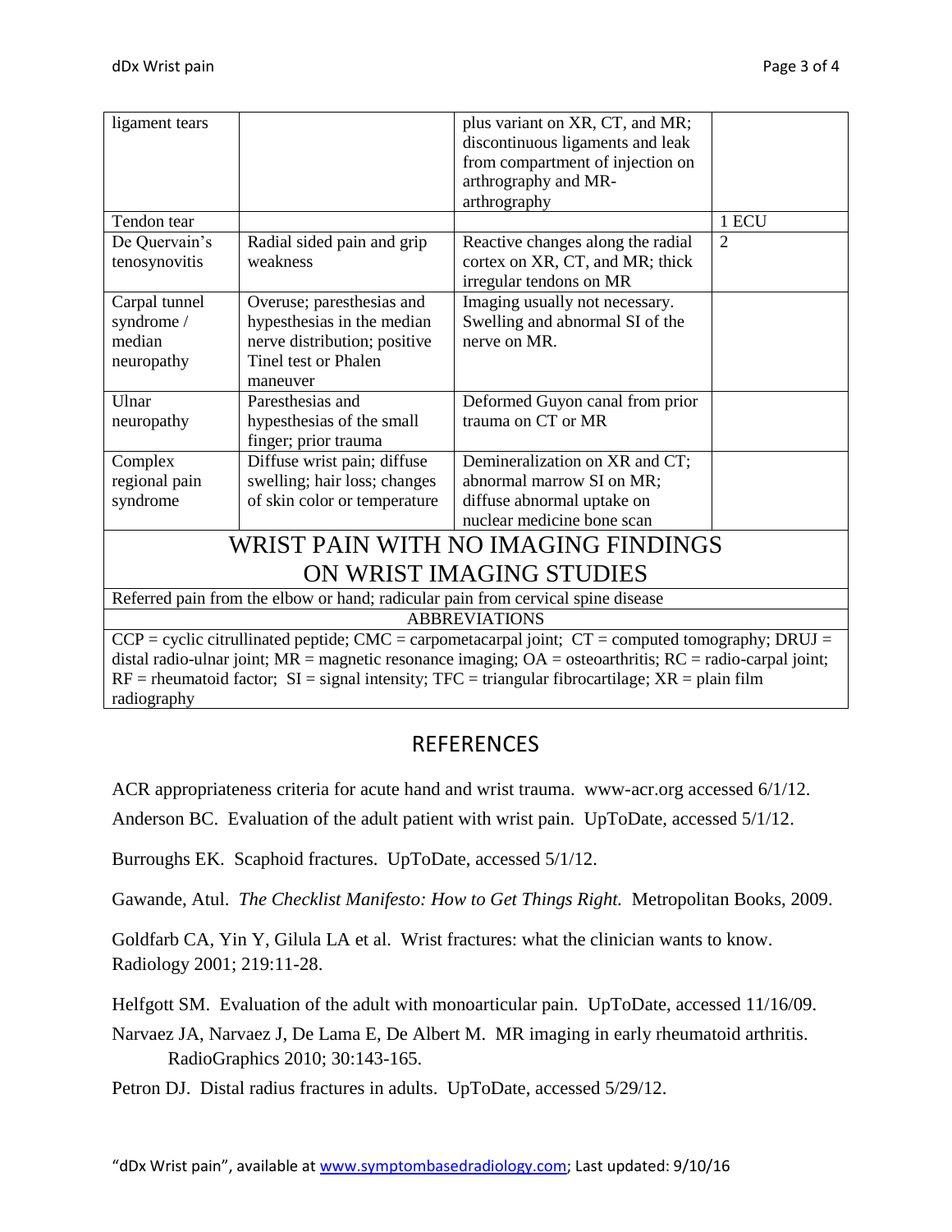| | | | |
|---|---|---|---|
| ligament tears | | plus variant on XR, CT, and MR; discontinuous ligaments and leak from compartment of injection on arthrography and MR-arthrography | |
| Tendon tear | | | 1 ECU |
| De Quervain's tenosynovitis | Radial sided pain and grip weakness | Reactive changes along the radial cortex on XR, CT, and MR; thick irregular tendons on MR | 2 |
| Carpal tunnel syndrome / median neuropathy | Overuse; paresthesias and hypesthesias in the median nerve distribution; positive Tinel test or Phalen maneuver | Imaging usually not necessary. Swelling and abnormal SI of the nerve on MR. | |
| Ulnar neuropathy | Paresthesias and hypesthesias of the small finger; prior trauma | Deformed Guyon canal from prior trauma on CT or MR | |
| Complex regional pain syndrome | Diffuse wrist pain; diffuse swelling; hair loss; changes of skin color or temperature | Demineralization on XR and CT; abnormal marrow SI on MR; diffuse abnormal uptake on nuclear medicine bone scan | |
| **WRIST PAIN WITH NO IMAGING FINDINGS ON WRIST IMAGING STUDIES** | | | |
| Referred pain from the elbow or hand; radicular pain from cervical spine disease | | | |
| **ABBREVIATIONS** | | | |
| CCP = cyclic citrullinated peptide; CMC = carpometacarpal joint; CT = computed tomography; DRUJ = distal radio-ulnar joint; MR = magnetic resonance imaging; OA = osteoarthritis; RC = radio-carpal joint; RF = rheumatoid factor; SI = signal intensity; TFC = triangular fibrocartilage; XR = plain film radiography | | | |

## REFERENCES

ACR appropriateness criteria for acute hand and wrist trauma. www-acr.org accessed 6/1/12.

Anderson BC. Evaluation of the adult patient with wrist pain. UpToDate, accessed 5/1/12.

Burroughs EK. Scaphoid fractures. UpToDate, accessed 5/1/12.

Gawande, Atul. *The Checklist Manifesto: How to Get Things Right.* Metropolitan Books, 2009.

Goldfarb CA, Yin Y, Gilula LA et al. Wrist fractures: what the clinician wants to know. Radiology 2001; 219:11-28.

Helfgott SM. Evaluation of the adult with monoarticular pain. UpToDate, accessed 11/16/09.

Narvaez JA, Narvaez J, De Lama E, De Albert M. MR imaging in early rheumatoid arthritis. RadioGraphics 2010; 30:143-165.

Petron DJ. Distal radius fractures in adults. UpToDate, accessed 5/29/12.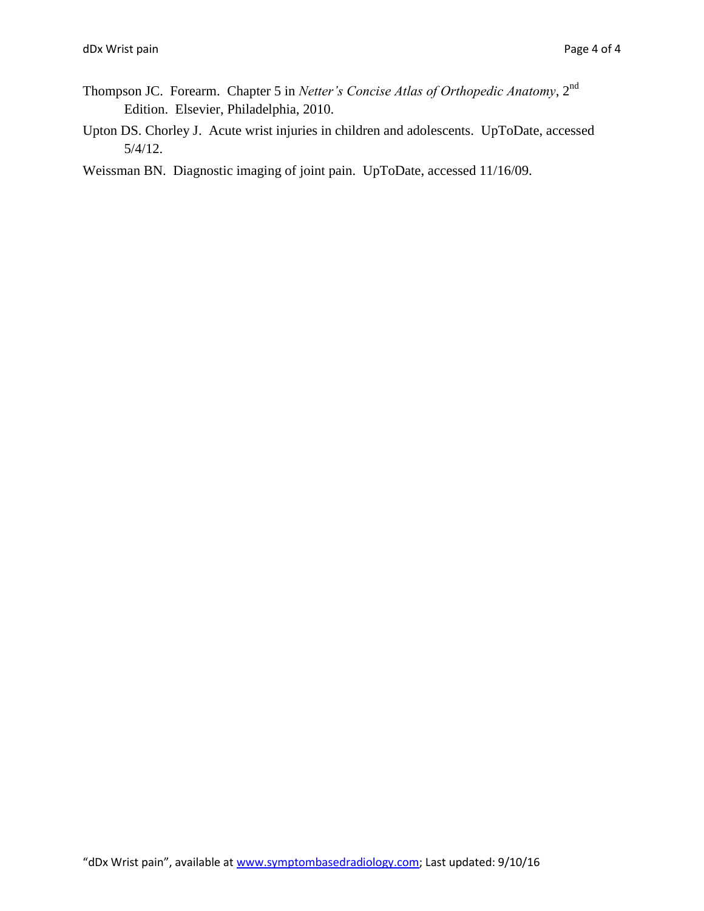Thompson JC. Forearm. Chapter 5 in *Netter's Concise Atlas of Orthopedic Anatomy*, 2nd Edition. Elsevier, Philadelphia, 2010.

Upton DS. Chorley J. Acute wrist injuries in children and adolescents. UpToDate, accessed 5/4/12.

Weissman BN. Diagnostic imaging of joint pain. UpToDate, accessed 11/16/09.